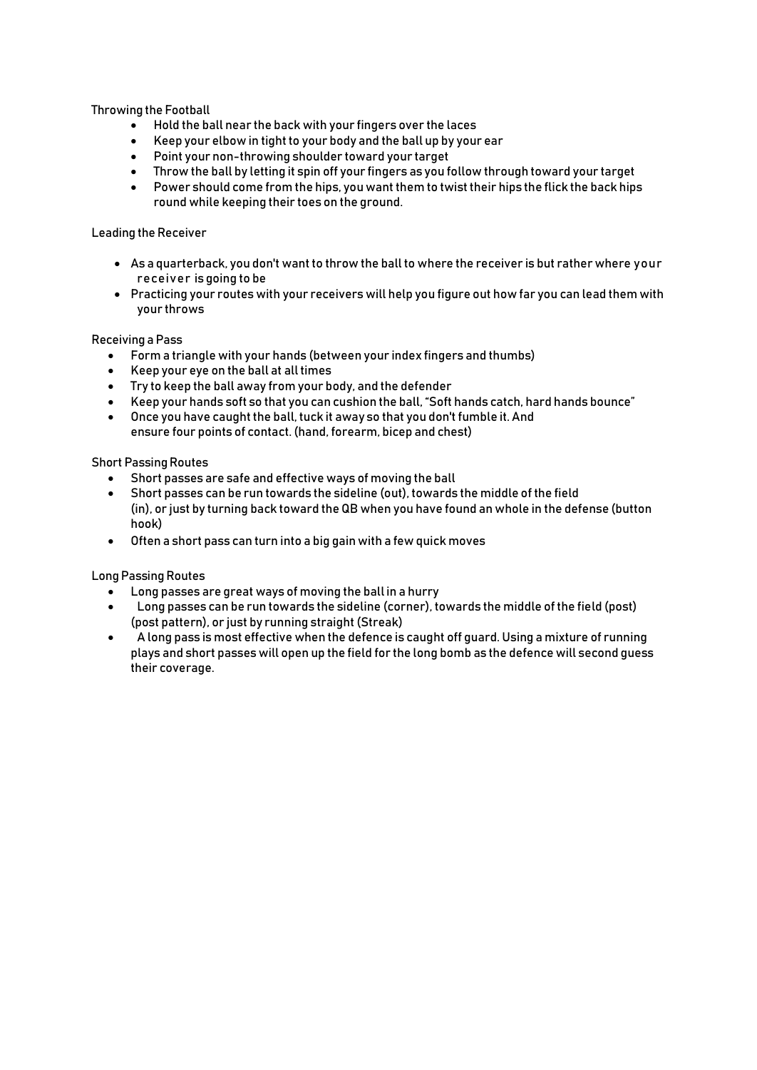## Throwing the Football

- Hold the ball near the back with your fingers over the laces
- Keep your elbow in tight to your body and the ball up by your ear
- Point your non-throwing shoulder toward your target
- Throw the ball by letting it spin off your fingers as you follow through toward your target
- Power should come from the hips, you want them to twist their hips the flick the back hips round while keeping their toes on the ground.

## Leading the Receiver

- As a quarterback, you don't want to throw the ball to where the receiver is but rather where your receiver is going to be
- Practicing your routes with your receivers will help you figure out how far you can lead them with your throws

## Receiving a Pass

- Form a triangle with your hands (between your index fingers and thumbs)
- Keep your eye on the ball at all times
- Try to keep the ball away from your body, and the defender
- Keep your hands soft so that you can cushion the ball, "Soft hands catch, hard hands bounce"
- Once you have caught the ball, tuck it away so that you don't fumble it. And ensure four points of contact. (hand, forearm, bicep and chest)

## Short Passing Routes

- Short passes are safe and effective ways of moving the ball
- Short passes can be run towards the sideline (out), towards the middle of the field (in), or just by turning back toward the QB when you have found an whole in the defense (button hook)
- Often a short pass can turn into a big gain with a few quick moves

## Long Passing Routes

- Long passes are great ways of moving the ball in a hurry
- Long passes can be run towards the sideline (corner), towards the middle of the field (post) (post pattern), or just by running straight (Streak)
- A long pass is most effective when the defence is caught off guard. Using a mixture of running plays and short passes will open up the field for the long bomb as the defence will second guess their coverage.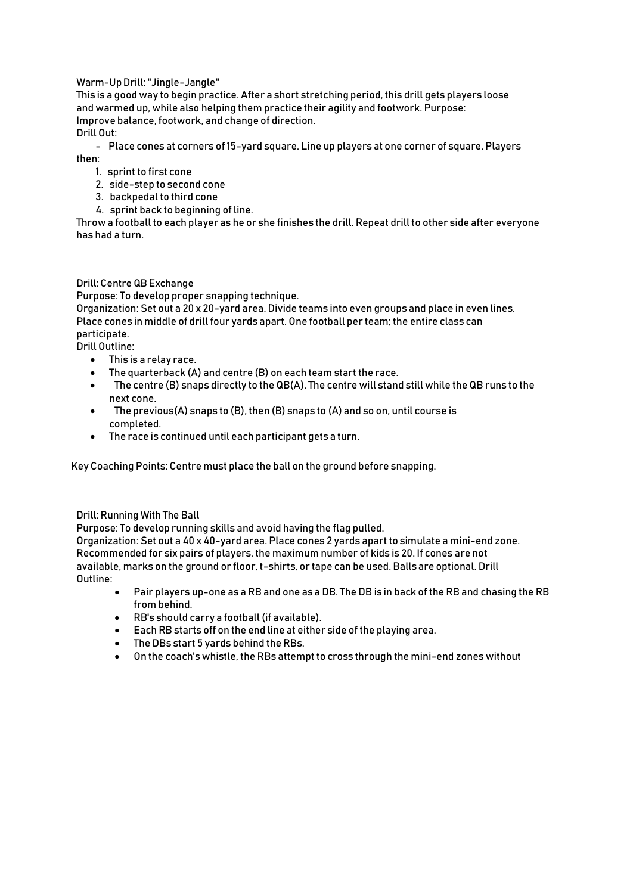Warm-Up Drill: "Jingle-Jangle"

This is a good way to begin practice. After a short stretching period, this drill gets players loose and warmed up, while also helping them practice their agility and footwork. Purpose: Improve balance, footwork, and change of direction.

Drill Out:

- Place cones at corners of 15-yard square. Line up players at one corner of square. Players then:
  1. sprint to first cone
  2. side-step to second cone
  3. backpedal to third cone
  4. sprint back to beginning of line.

Throw a football to each player as he or she finishes the drill. Repeat drill to other side after everyone has had a turn.

Drill: Centre QB Exchange

Purpose: To develop proper snapping technique.

Organization: Set out a 20 x 20-yard area. Divide teams into even groups and place in even lines. Place cones in middle of drill four yards apart. One football per team; the entire class can participate.

Drill Outline:

- This is a relay race.
- The quarterback (A) and centre (B) on each team start the race.
- The centre (B) snaps directly to the QB(A). The centre will stand still while the QB runs to the next cone.
- The previous(A) snaps to (B), then (B) snaps to (A) and so on, until course is completed.
- The race is continued until each participant gets a turn.

Key Coaching Points: Centre must place the ball on the ground before snapping.

<u>Drill: Running With The Ball</u>

Purpose: To develop running skills and avoid having the flag pulled.

Organization: Set out a 40 x 40-yard area. Place cones 2 yards apart to simulate a mini-end zone. Recommended for six pairs of players, the maximum number of kids is 20. If cones are not available, marks on the ground or floor, t-shirts, or tape can be used. Balls are optional. Drill Outline:

- Pair players up-one as a RB and one as a DB. The DB is in back of the RB and chasing the RB from behind.
- RB's should carry a football (if available).
- Each RB starts off on the end line at either side of the playing area.
- The DBs start 5 yards behind the RBs.
- On the coach's whistle, the RBs attempt to cross through the mini-end zones without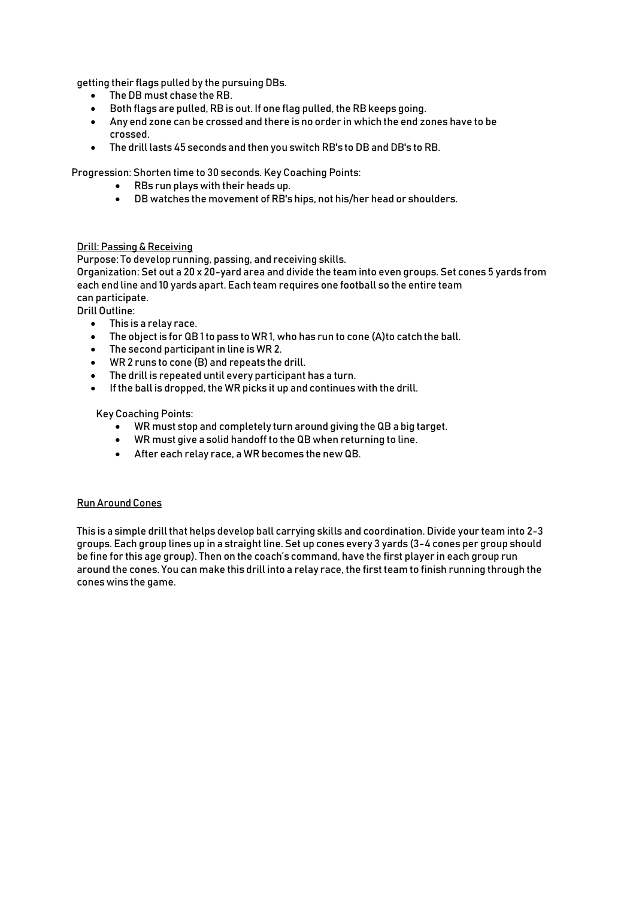getting their flags pulled by the pursuing DBs.

- The DB must chase the RB.
- Both flags are pulled, RB is out. If one flag pulled, the RB keeps going.
- Any end zone can be crossed and there is no order in which the end zones have to be crossed.
- The drill lasts 45 seconds and then you switch RB's to DB and DB's to RB.

Progression: Shorten time to 30 seconds. Key Coaching Points:

- RBs run plays with their heads up.
- DB watches the movement of RB's hips, not his/her head or shoulders.

Drill: Passing & Receiving

Purpose: To develop running, passing, and receiving skills.

Organization: Set out a 20 x 20-yard area and divide the team into even groups. Set cones 5 yards from each end line and 10 yards apart. Each team requires one football so the entire team can participate.

Drill Outline:

- This is a relay race.
- The object is for QB 1 to pass to WR 1, who has run to cone (A)to catch the ball.
- The second participant in line is WR 2.
- WR 2 runs to cone (B) and repeats the drill.
- The drill is repeated until every participant has a turn.
- If the ball is dropped, the WR picks it up and continues with the drill.

Key Coaching Points:

- WR must stop and completely turn around giving the QB a big target.
- WR must give a solid handoff to the QB when returning to line.
- After each relay race, a WR becomes the new QB.

Run Around Cones

This is a simple drill that helps develop ball carrying skills and coordination. Divide your team into 2-3 groups. Each group lines up in a straight line. Set up cones every 3 yards (3-4 cones per group should be fine for this age group). Then on the coach's command, have the first player in each group run around the cones. You can make this drill into a relay race, the first team to finish running through the cones wins the game.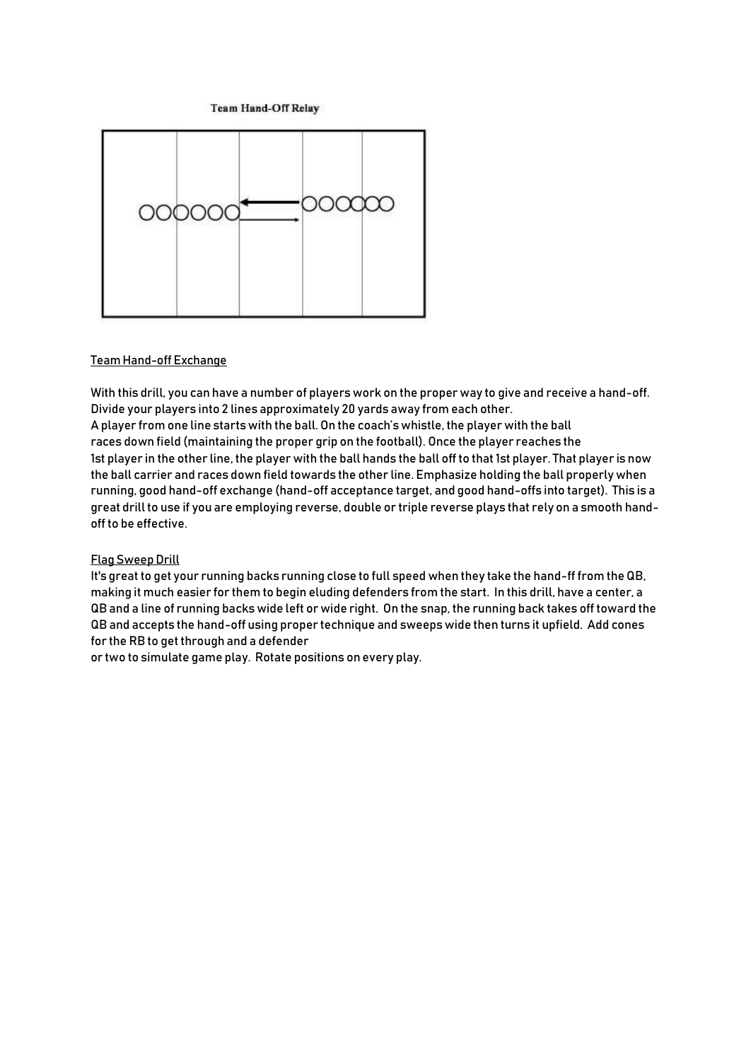Team Hand-Off Relay

## Team Hand-off Exchange

With this drill, you can have a number of players work on the proper way to give and receive a hand-off. Divide your players into 2 lines approximately 20 yards away from each other.
A player from one line starts with the ball. On the coach's whistle, the player with the ball races down field (maintaining the proper grip on the football). Once the player reaches the 1st player in the other line, the player with the ball hands the ball off to that 1st player. That player is now the ball carrier and races down field towards the other line. Emphasize holding the ball properly when running, good hand-off exchange (hand-off acceptance target, and good hand-offs into target). This is a great drill to use if you are employing reverse, double or triple reverse plays that rely on a smooth hand-off to be effective.

## Flag Sweep Drill

It's great to get your running backs running close to full speed when they take the hand-ff from the QB, making it much easier for them to begin eluding defenders from the start. In this drill, have a center, a QB and a line of running backs wide left or wide right. On the snap, the running back takes off toward the QB and accepts the hand-off using proper technique and sweeps wide then turns it upfield. Add cones for the RB to get through and a defender or two to simulate game play. Rotate positions on every play.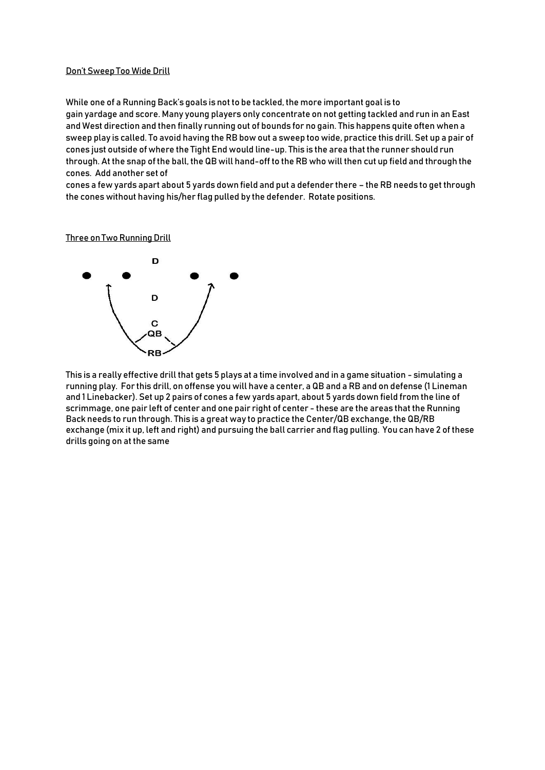Don't Sweep Too Wide Drill

While one of a Running Back's goals is not to be tackled, the more important goal is to gain yardage and score. Many young players only concentrate on not getting tackled and run in an East and West direction and then finally running out of bounds for no gain. This happens quite often when a sweep play is called. To avoid having the RB bow out a sweep too wide, practice this drill. Set up a pair of cones just outside of where the Tight End would line-up. This is the area that the runner should run through. At the snap of the ball, the QB will hand-off to the RB who will then cut up field and through the cones. Add another set of cones a few yards apart about 5 yards down field and put a defender there – the RB needs to get through the cones without having his/her flag pulled by the defender. Rotate positions.

Three on Two Running Drill

This is a really effective drill that gets 5 plays at a time involved and in a game situation - simulating a running play. For this drill, on offense you will have a center, a QB and a RB and on defense (1 Lineman and 1 Linebacker). Set up 2 pairs of cones a few yards apart, about 5 yards down field from the line of scrimmage, one pair left of center and one pair right of center - these are the areas that the Running Back needs to run through. This is a great way to practice the Center/QB exchange, the QB/RB exchange (mix it up, left and right) and pursuing the ball carrier and flag pulling. You can have 2 of these drills going on at the same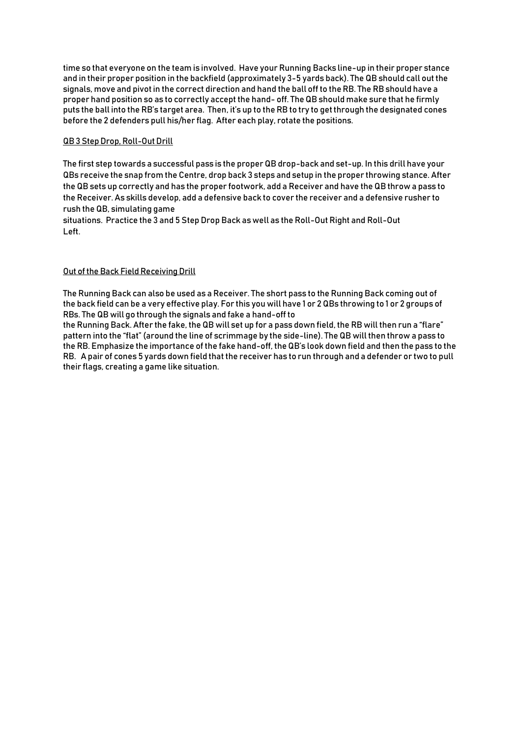time so that everyone on the team is involved. Have your Running Backs line-up in their proper stance and in their proper position in the backfield (approximately 3-5 yards back). The QB should call out the signals, move and pivot in the correct direction and hand the ball off to the RB. The RB should have a proper hand position so as to correctly accept the hand- off. The QB should make sure that he firmly puts the ball into the RB's target area. Then, it's up to the RB to try to get through the designated cones before the 2 defenders pull his/her flag. After each play, rotate the positions.

<u>QB 3 Step Drop, Roll-Out Drill</u>

The first step towards a successful pass is the proper QB drop-back and set-up. In this drill have your QBs receive the snap from the Centre, drop back 3 steps and setup in the proper throwing stance. After the QB sets up correctly and has the proper footwork, add a Receiver and have the QB throw a pass to the Receiver. As skills develop, add a defensive back to cover the receiver and a defensive rusher to rush the QB, simulating game situations. Practice the 3 and 5 Step Drop Back as well as the Roll-Out Right and Roll-Out Left.

<u>Out of the Back Field Receiving Drill</u>

The Running Back can also be used as a Receiver. The short pass to the Running Back coming out of the back field can be a very effective play. For this you will have 1 or 2 QBs throwing to 1 or 2 groups of RBs. The QB will go through the signals and fake a hand-off to the Running Back. After the fake, the QB will set up for a pass down field, the RB will then run a "flare" pattern into the "flat" (around the line of scrimmage by the side-line). The QB will then throw a pass to the RB. Emphasize the importance of the fake hand-off, the QB's look down field and then the pass to the RB. A pair of cones 5 yards down field that the receiver has to run through and a defender or two to pull their flags, creating a game like situation.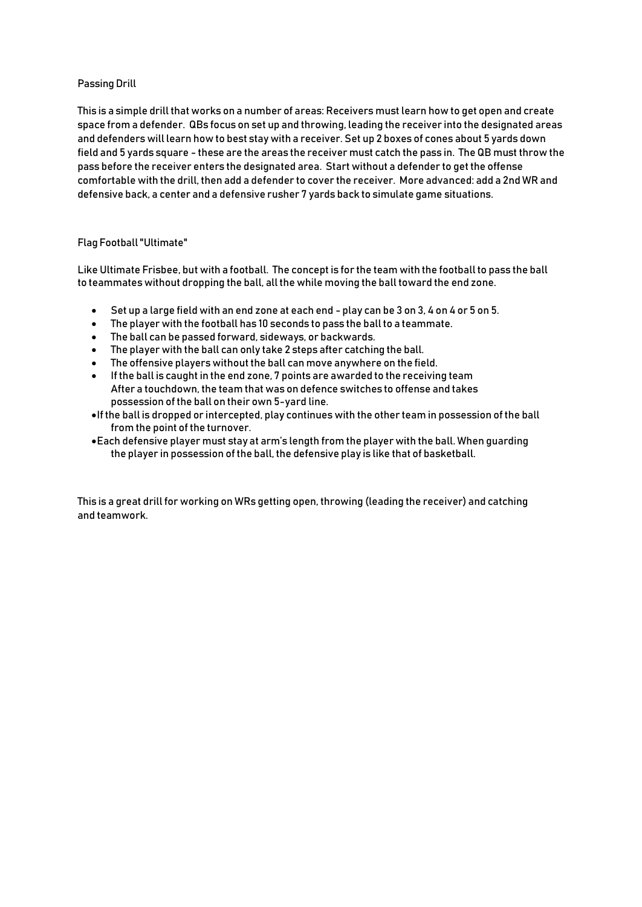## Passing Drill

This is a simple drill that works on a number of areas: Receivers must learn how to get open and create space from a defender. QBs focus on set up and throwing, leading the receiver into the designated areas and defenders will learn how to best stay with a receiver. Set up 2 boxes of cones about 5 yards down field and 5 yards square - these are the areas the receiver must catch the pass in. The QB must throw the pass before the receiver enters the designated area. Start without a defender to get the offense comfortable with the drill, then add a defender to cover the receiver. More advanced: add a 2nd WR and defensive back, a center and a defensive rusher 7 yards back to simulate game situations.

## Flag Football "Ultimate"

Like Ultimate Frisbee, but with a football. The concept is for the team with the football to pass the ball to teammates without dropping the ball, all the while moving the ball toward the end zone.

- Set up a large field with an end zone at each end - play can be 3 on 3, 4 on 4 or 5 on 5.
- The player with the football has 10 seconds to pass the ball to a teammate.
- The ball can be passed forward, sideways, or backwards.
- The player with the ball can only take 2 steps after catching the ball.
- The offensive players without the ball can move anywhere on the field.
- If the ball is caught in the end zone, 7 points are awarded to the receiving team
  After a touchdown, the team that was on defence switches to offense and takes possession of the ball on their own 5-yard line.
- If the ball is dropped or intercepted, play continues with the other team in possession of the ball from the point of the turnover.
- Each defensive player must stay at arm's length from the player with the ball. When guarding the player in possession of the ball, the defensive play is like that of basketball.

This is a great drill for working on WRs getting open, throwing (leading the receiver) and catching and teamwork.